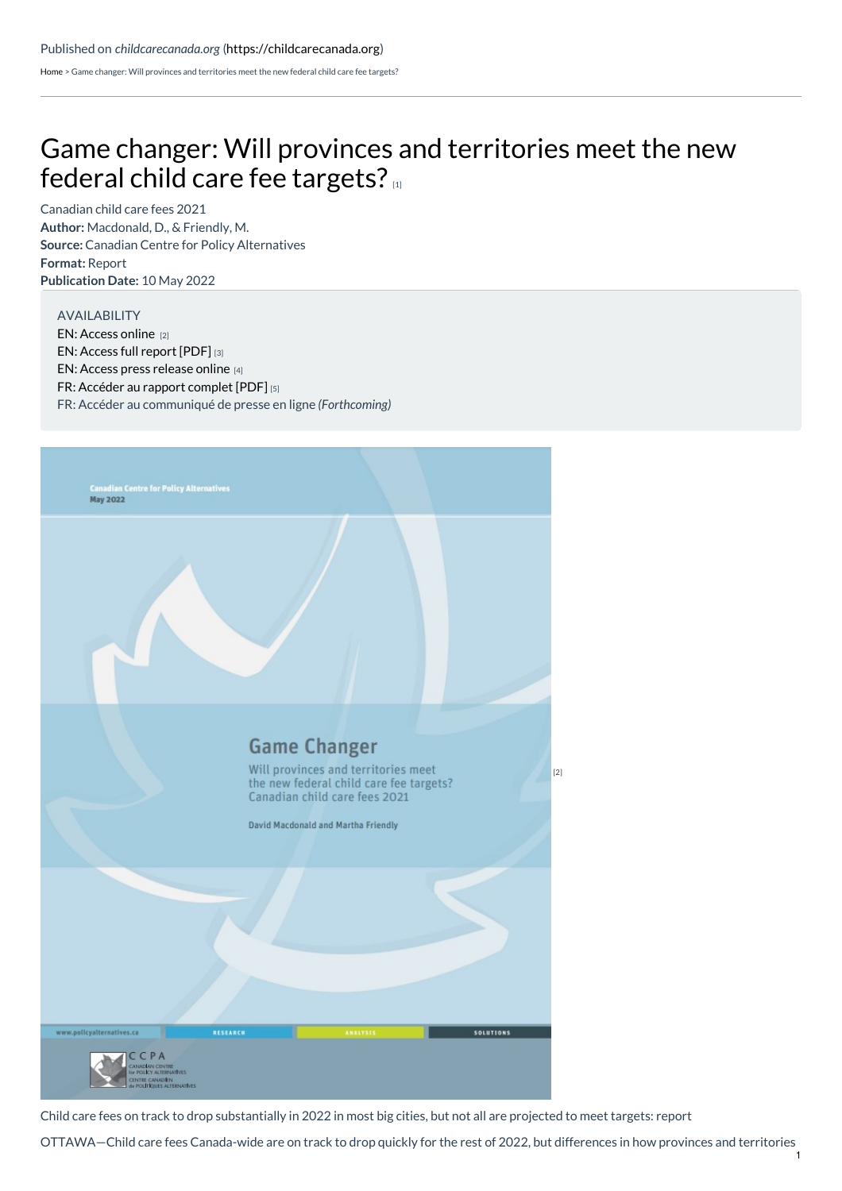Published on *childcarecanada.org* (https://childcarecanada.org)

Home > Game changer: Will provinces and territories meet the new federal child care fee targets?

# Game changer: Will provinces and territories meet the new federal child care fee targets? [1]

Canadian child care fees 2021
**Author:** Macdonald, D., & Friendly, M.
**Source:** Canadian Centre for Policy Alternatives
**Format:** Report
**Publication Date:** 10 May 2022

AVAILABILITY
EN: Access online [2]
EN: Access full report [PDF] [3]
EN: Access press release online [4]
FR: Accéder au rapport complet [PDF] [5]
FR: Accéder au communiqué de presse en ligne *(Forthcoming)*

[2]

Child care fees on track to drop substantially in 2022 in most big cities, but not all are projected to meet targets: report

OTTAWA—Child care fees Canada-wide are on track to drop quickly for the rest of 2022, but differences in how provinces and territories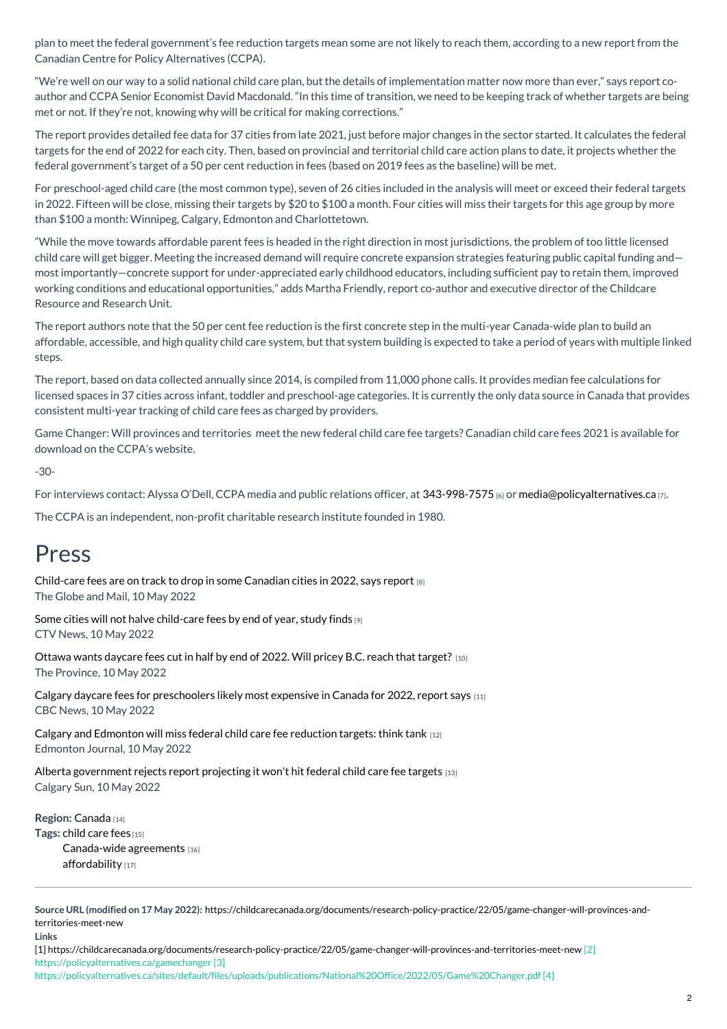plan to meet the federal government's fee reduction targets mean some are not likely to reach them, according to a new report from the Canadian Centre for Policy Alternatives (CCPA).

"We're well on our way to a solid national child care plan, but the details of implementation matter now more than ever," says report co-author and CCPA Senior Economist David Macdonald. "In this time of transition, we need to be keeping track of whether targets are being met or not. If they're not, knowing why will be critical for making corrections."

The report provides detailed fee data for 37 cities from late 2021, just before major changes in the sector started. It calculates the federal targets for the end of 2022 for each city. Then, based on provincial and territorial child care action plans to date, it projects whether the federal government's target of a 50 per cent reduction in fees (based on 2019 fees as the baseline) will be met.

For preschool-aged child care (the most common type), seven of 26 cities included in the analysis will meet or exceed their federal targets in 2022. Fifteen will be close, missing their targets by $20 to $100 a month. Four cities will miss their targets for this age group by more than $100 a month: Winnipeg, Calgary, Edmonton and Charlottetown.

"While the move towards affordable parent fees is headed in the right direction in most jurisdictions, the problem of too little licensed child care will get bigger. Meeting the increased demand will require concrete expansion strategies featuring public capital funding and—most importantly—concrete support for under-appreciated early childhood educators, including sufficient pay to retain them, improved working conditions and educational opportunities," adds Martha Friendly, report co-author and executive director of the Childcare Resource and Research Unit.

The report authors note that the 50 per cent fee reduction is the first concrete step in the multi-year Canada-wide plan to build an affordable, accessible, and high quality child care system, but that system building is expected to take a period of years with multiple linked steps.

The report, based on data collected annually since 2014, is compiled from 11,000 phone calls. It provides median fee calculations for licensed spaces in 37 cities across infant, toddler and preschool-age categories. It is currently the only data source in Canada that provides consistent multi-year tracking of child care fees as charged by providers.

Game Changer: Will provinces and territories  meet the new federal child care fee targets? Canadian child care fees 2021 is available for download on the CCPA's website.

-30-

For interviews contact: Alyssa O'Dell, CCPA media and public relations officer, at 343-998-7575 [6] or media@policyalternatives.ca [7].

The CCPA is an independent, non-profit charitable research institute founded in 1980.

# Press

Child-care fees are on track to drop in some Canadian cities in 2022, says report [8]
The Globe and Mail, 10 May 2022

Some cities will not halve child-care fees by end of year, study finds [9]
CTV News, 10 May 2022

Ottawa wants daycare fees cut in half by end of 2022. Will pricey B.C. reach that target? [10]
The Province, 10 May 2022

Calgary daycare fees for preschoolers likely most expensive in Canada for 2022, report says [11]
CBC News, 10 May 2022

Calgary and Edmonton will miss federal child care fee reduction targets: think tank [12]
Edmonton Journal, 10 May 2022

Alberta government rejects report projecting it won't hit federal child care fee targets [13]
Calgary Sun, 10 May 2022

**Region:** Canada [14]
**Tags:** child care fees [15]
Canada-wide agreements [16]
affordability [17]

---

**Source URL (modified on 17 May 2022):** https://childcarecanada.org/documents/research-policy-practice/22/05/game-changer-will-provinces-and-territories-meet-new

**Links**
[1] https://childcarecanada.org/documents/research-policy-practice/22/05/game-changer-will-provinces-and-territories-meet-new [2] https://policyalternatives.ca/gamechanger [3] https://policyalternatives.ca/sites/default/files/uploads/publications/National%20Office/2022/05/Game%20Changer.pdf [4]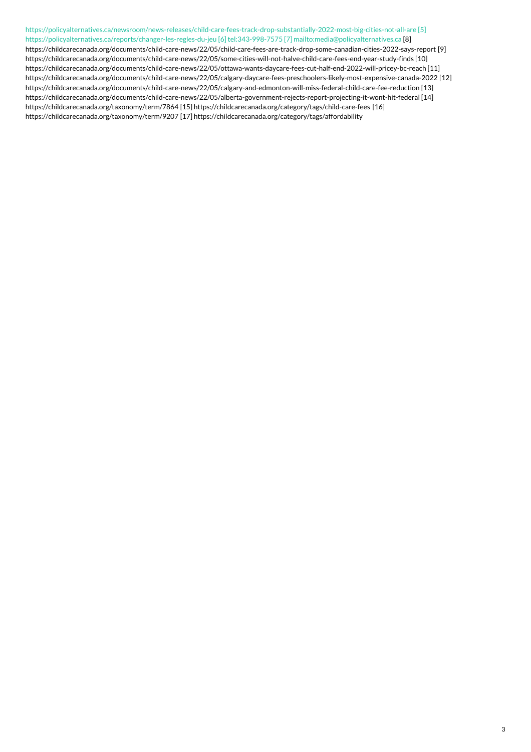https://policyalternatives.ca/newsroom/news-releases/child-care-fees-track-drop-substantially-2022-most-big-cities-not-all-are [5] https://policyalternatives.ca/reports/changer-les-regles-du-jeu [6] tel:343-998-7575 [7] mailto:media@policyalternatives.ca [8] https://childcarecanada.org/documents/child-care-news/22/05/child-care-fees-are-track-drop-some-canadian-cities-2022-says-report [9] https://childcarecanada.org/documents/child-care-news/22/05/some-cities-will-not-halve-child-care-fees-end-year-study-finds [10] https://childcarecanada.org/documents/child-care-news/22/05/ottawa-wants-daycare-fees-cut-half-end-2022-will-pricey-bc-reach [11] https://childcarecanada.org/documents/child-care-news/22/05/calgary-daycare-fees-preschoolers-likely-most-expensive-canada-2022 [12] https://childcarecanada.org/documents/child-care-news/22/05/calgary-and-edmonton-will-miss-federal-child-care-fee-reduction [13] https://childcarecanada.org/documents/child-care-news/22/05/alberta-government-rejects-report-projecting-it-wont-hit-federal [14] https://childcarecanada.org/taxonomy/term/7864 [15] https://childcarecanada.org/category/tags/child-care-fees [16] https://childcarecanada.org/taxonomy/term/9207 [17] https://childcarecanada.org/category/tags/affordability